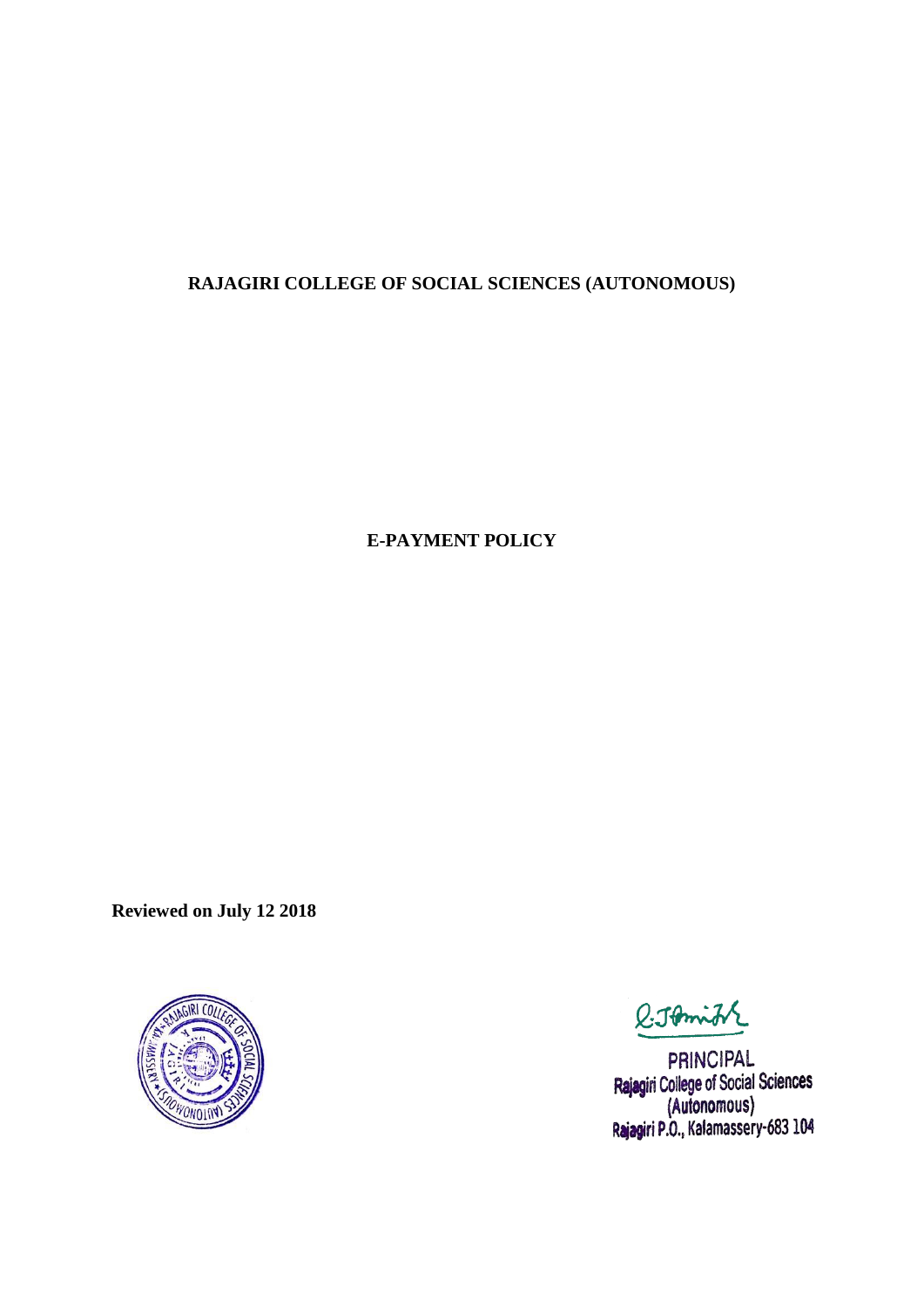# RAJAGIRI COLLEGE OF SOCIAL SCIENCES (AUTONOMOUS)

## E-PAYMENT POLICY

**Reviewed on July 12 2018**

PRINCIPAL
Rajagiri College of Social Sciences
(Autonomous)
Rajagiri P.O., Kalamassery-683 104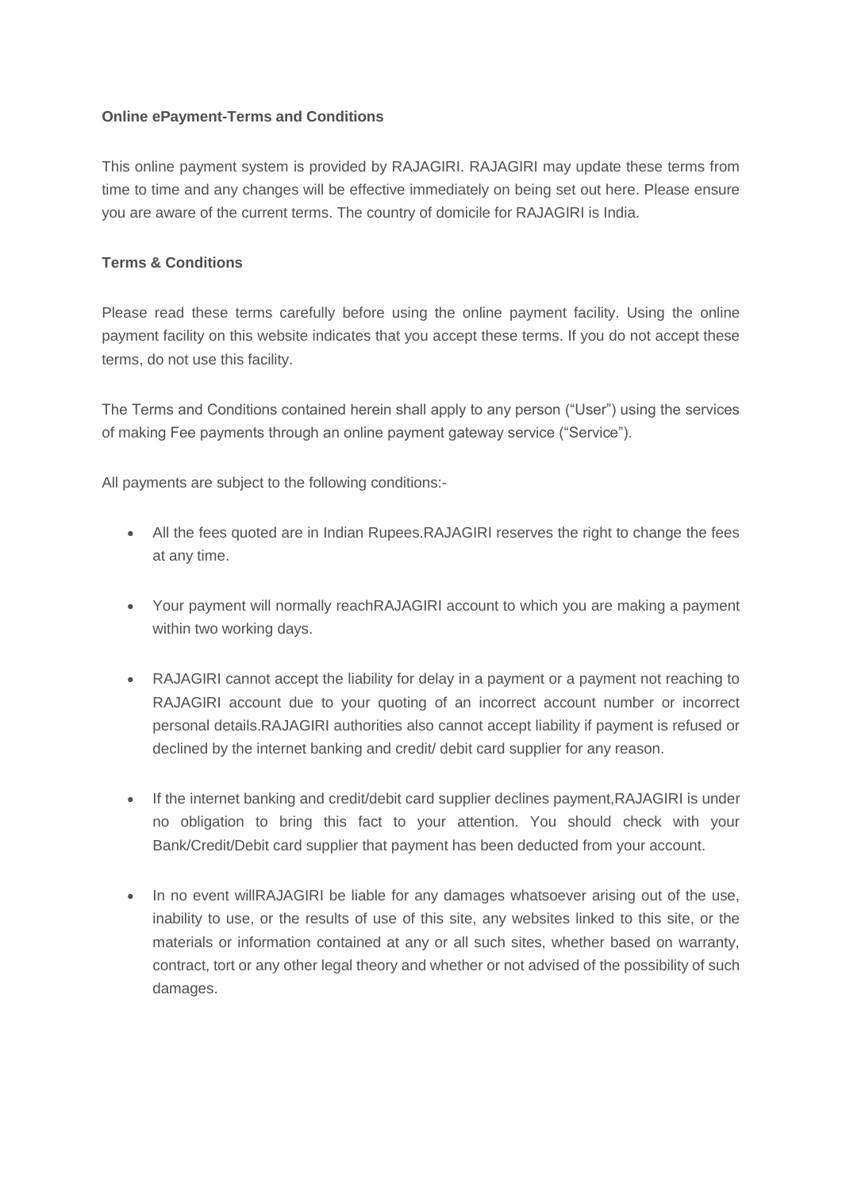**Online ePayment-Terms and Conditions**

This online payment system is provided by RAJAGIRI. RAJAGIRI may update these terms from time to time and any changes will be effective immediately on being set out here. Please ensure you are aware of the current terms. The country of domicile for RAJAGIRI is India.

**Terms & Conditions**

Please read these terms carefully before using the online payment facility. Using the online payment facility on this website indicates that you accept these terms. If you do not accept these terms, do not use this facility.

The Terms and Conditions contained herein shall apply to any person ("User") using the services of making Fee payments through an online payment gateway service ("Service").

All payments are subject to the following conditions:-

- All the fees quoted are in Indian Rupees.RAJAGIRI reserves the right to change the fees at any time.
- Your payment will normally reachRAJAGIRI account to which you are making a payment within two working days.
- RAJAGIRI cannot accept the liability for delay in a payment or a payment not reaching to RAJAGIRI account due to your quoting of an incorrect account number or incorrect personal details.RAJAGIRI authorities also cannot accept liability if payment is refused or declined by the internet banking and credit/ debit card supplier for any reason.
- If the internet banking and credit/debit card supplier declines payment,RAJAGIRI is under no obligation to bring this fact to your attention. You should check with your Bank/Credit/Debit card supplier that payment has been deducted from your account.
- In no event willRAJAGIRI be liable for any damages whatsoever arising out of the use, inability to use, or the results of use of this site, any websites linked to this site, or the materials or information contained at any or all such sites, whether based on warranty, contract, tort or any other legal theory and whether or not advised of the possibility of such damages.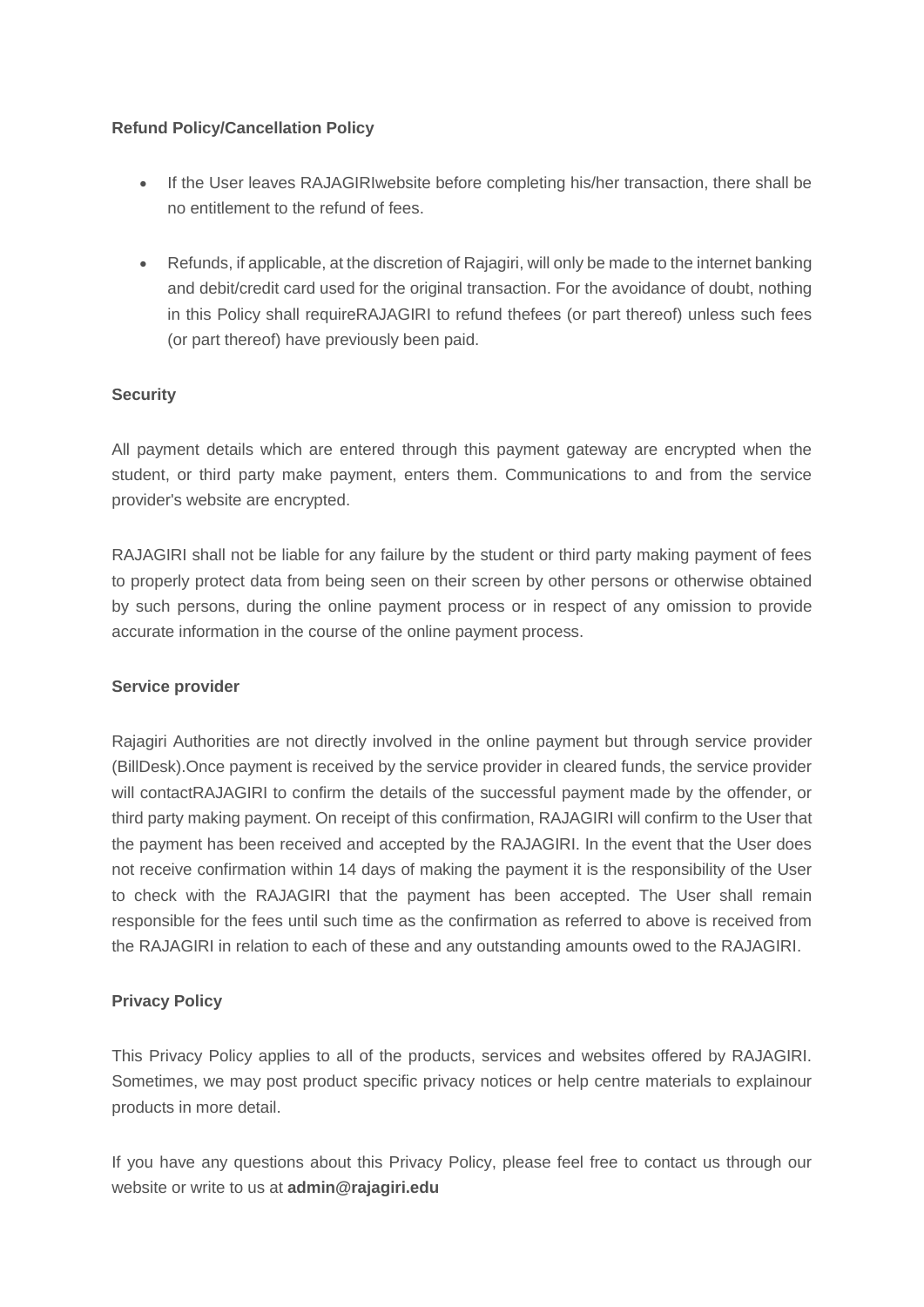**Refund Policy/Cancellation Policy**

- If the User leaves RAJAGIRIwebsite before completing his/her transaction, there shall be no entitlement to the refund of fees.
- Refunds, if applicable, at the discretion of Rajagiri, will only be made to the internet banking and debit/credit card used for the original transaction. For the avoidance of doubt, nothing in this Policy shall requireRAJAGIRI to refund thefees (or part thereof) unless such fees (or part thereof) have previously been paid.

**Security**

All payment details which are entered through this payment gateway are encrypted when the student, or third party make payment, enters them. Communications to and from the service provider's website are encrypted.

RAJAGIRI shall not be liable for any failure by the student or third party making payment of fees to properly protect data from being seen on their screen by other persons or otherwise obtained by such persons, during the online payment process or in respect of any omission to provide accurate information in the course of the online payment process.

**Service provider**

Rajagiri Authorities are not directly involved in the online payment but through service provider (BillDesk).Once payment is received by the service provider in cleared funds, the service provider will contactRAJAGIRI to confirm the details of the successful payment made by the offender, or third party making payment. On receipt of this confirmation, RAJAGIRI will confirm to the User that the payment has been received and accepted by the RAJAGIRI. In the event that the User does not receive confirmation within 14 days of making the payment it is the responsibility of the User to check with the RAJAGIRI that the payment has been accepted. The User shall remain responsible for the fees until such time as the confirmation as referred to above is received from the RAJAGIRI in relation to each of these and any outstanding amounts owed to the RAJAGIRI.

**Privacy Policy**

This Privacy Policy applies to all of the products, services and websites offered by RAJAGIRI. Sometimes, we may post product specific privacy notices or help centre materials to explainour products in more detail.

If you have any questions about this Privacy Policy, please feel free to contact us through our website or write to us at **admin@rajagiri.edu**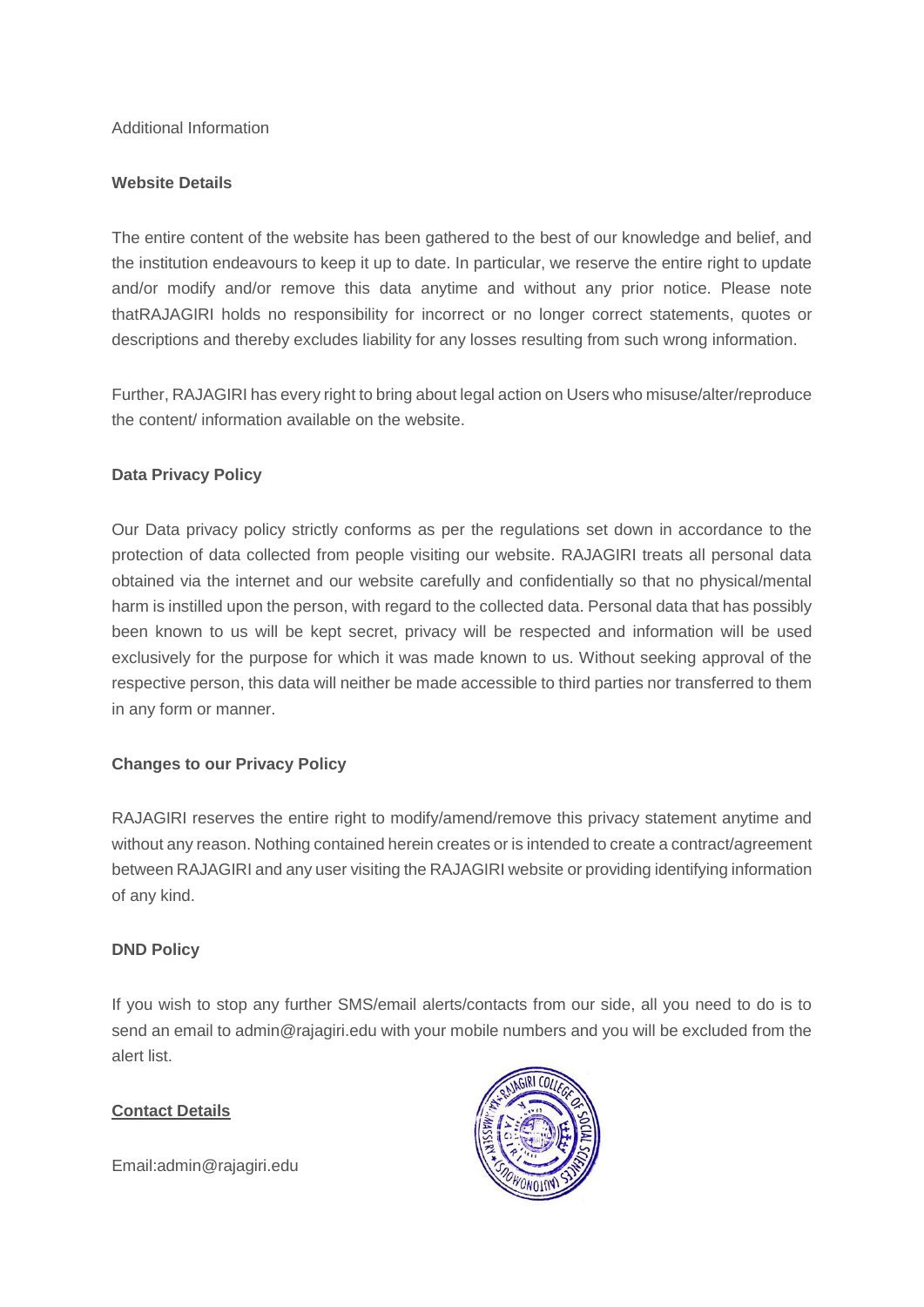Additional Information

**Website Details**

The entire content of the website has been gathered to the best of our knowledge and belief, and the institution endeavours to keep it up to date. In particular, we reserve the entire right to update and/or modify and/or remove this data anytime and without any prior notice. Please note thatRAJAGIRI holds no responsibility for incorrect or no longer correct statements, quotes or descriptions and thereby excludes liability for any losses resulting from such wrong information.

Further, RAJAGIRI has every right to bring about legal action on Users who misuse/alter/reproduce the content/ information available on the website.

**Data Privacy Policy**

Our Data privacy policy strictly conforms as per the regulations set down in accordance to the protection of data collected from people visiting our website. RAJAGIRI treats all personal data obtained via the internet and our website carefully and confidentially so that no physical/mental harm is instilled upon the person, with regard to the collected data. Personal data that has possibly been known to us will be kept secret, privacy will be respected and information will be used exclusively for the purpose for which it was made known to us. Without seeking approval of the respective person, this data will neither be made accessible to third parties nor transferred to them in any form or manner.

**Changes to our Privacy Policy**

RAJAGIRI reserves the entire right to modify/amend/remove this privacy statement anytime and without any reason. Nothing contained herein creates or is intended to create a contract/agreement between RAJAGIRI and any user visiting the RAJAGIRI website or providing identifying information of any kind.

**DND Policy**

If you wish to stop any further SMS/email alerts/contacts from our side, all you need to do is to send an email to admin@rajagiri.edu with your mobile numbers and you will be excluded from the alert list.

**Contact Details**

Email:admin@rajagiri.edu